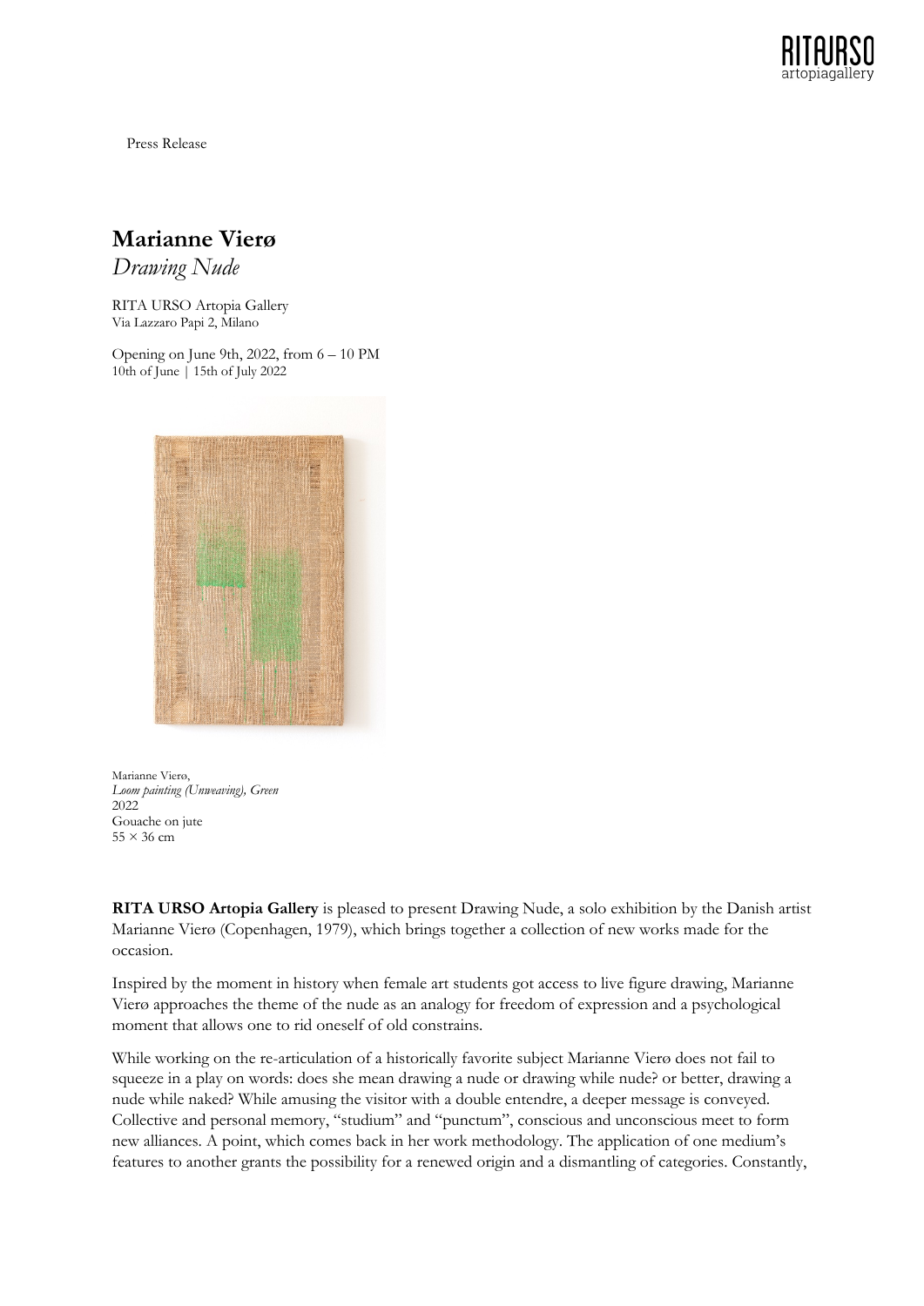Press Release

# Marianne Vierø

*Drawing Nude*

RITA URSO Artopia Gallery
Via Lazzaro Papi 2, Milano

Opening on June 9th, 2022, from 6 – 10 PM
10th of June | 15th of July 2022

Marianne Vierø,
*Loom painting (Unweaving), Green*
2022
Gouache on jute
55 × 36 cm

**RITA URSO Artopia Gallery** is pleased to present Drawing Nude, a solo exhibition by the Danish artist Marianne Vierø (Copenhagen, 1979), which brings together a collection of new works made for the occasion.

Inspired by the moment in history when female art students got access to live figure drawing, Marianne Vierø approaches the theme of the nude as an analogy for freedom of expression and a psychological moment that allows one to rid oneself of old constrains.

While working on the re-articulation of a historically favorite subject Marianne Vierø does not fail to squeeze in a play on words: does she mean drawing a nude or drawing while nude? or better, drawing a nude while naked? While amusing the visitor with a double entendre, a deeper message is conveyed. Collective and personal memory, "studium" and "punctum", conscious and unconscious meet to form new alliances. A point, which comes back in her work methodology. The application of one medium's features to another grants the possibility for a renewed origin and a dismantling of categories. Constantly,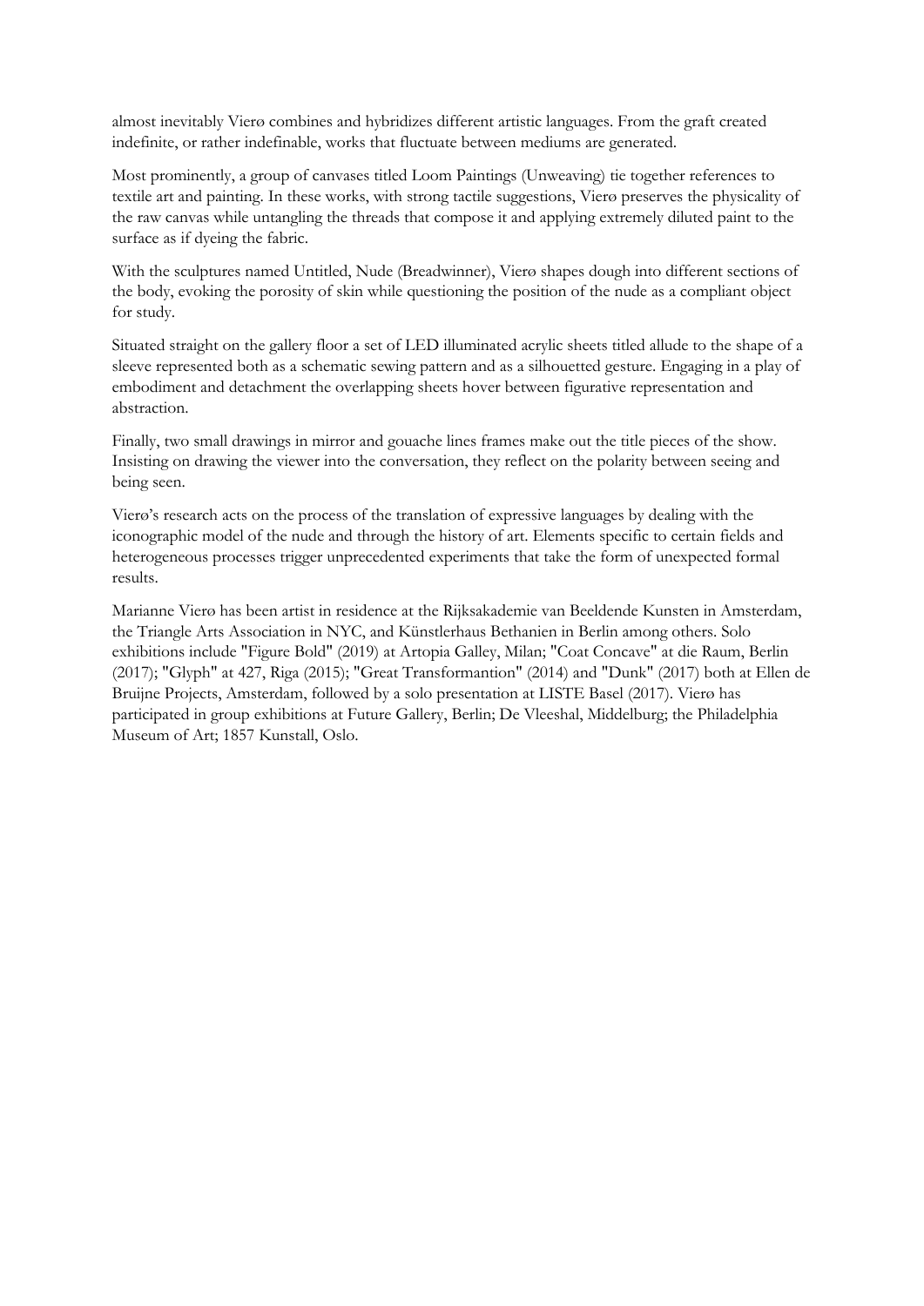almost inevitably Vierø combines and hybridizes different artistic languages. From the graft created indefinite, or rather indefinable, works that fluctuate between mediums are generated.

Most prominently, a group of canvases titled Loom Paintings (Unweaving) tie together references to textile art and painting. In these works, with strong tactile suggestions, Vierø preserves the physicality of the raw canvas while untangling the threads that compose it and applying extremely diluted paint to the surface as if dyeing the fabric.

With the sculptures named Untitled, Nude (Breadwinner), Vierø shapes dough into different sections of the body, evoking the porosity of skin while questioning the position of the nude as a compliant object for study.

Situated straight on the gallery floor a set of LED illuminated acrylic sheets titled allude to the shape of a sleeve represented both as a schematic sewing pattern and as a silhouetted gesture. Engaging in a play of embodiment and detachment the overlapping sheets hover between figurative representation and abstraction.

Finally, two small drawings in mirror and gouache lines frames make out the title pieces of the show. Insisting on drawing the viewer into the conversation, they reflect on the polarity between seeing and being seen.

Vierø's research acts on the process of the translation of expressive languages by dealing with the iconographic model of the nude and through the history of art. Elements specific to certain fields and heterogeneous processes trigger unprecedented experiments that take the form of unexpected formal results.

Marianne Vierø has been artist in residence at the Rijksakademie van Beeldende Kunsten in Amsterdam, the Triangle Arts Association in NYC, and Künstlerhaus Bethanien in Berlin among others. Solo exhibitions include "Figure Bold" (2019) at Artopia Galley, Milan; "Coat Concave" at die Raum, Berlin (2017); "Glyph" at 427, Riga (2015); "Great Transformantion" (2014) and "Dunk" (2017) both at Ellen de Bruijne Projects, Amsterdam, followed by a solo presentation at LISTE Basel (2017). Vierø has participated in group exhibitions at Future Gallery, Berlin; De Vleeshal, Middelburg; the Philadelphia Museum of Art; 1857 Kunstall, Oslo.